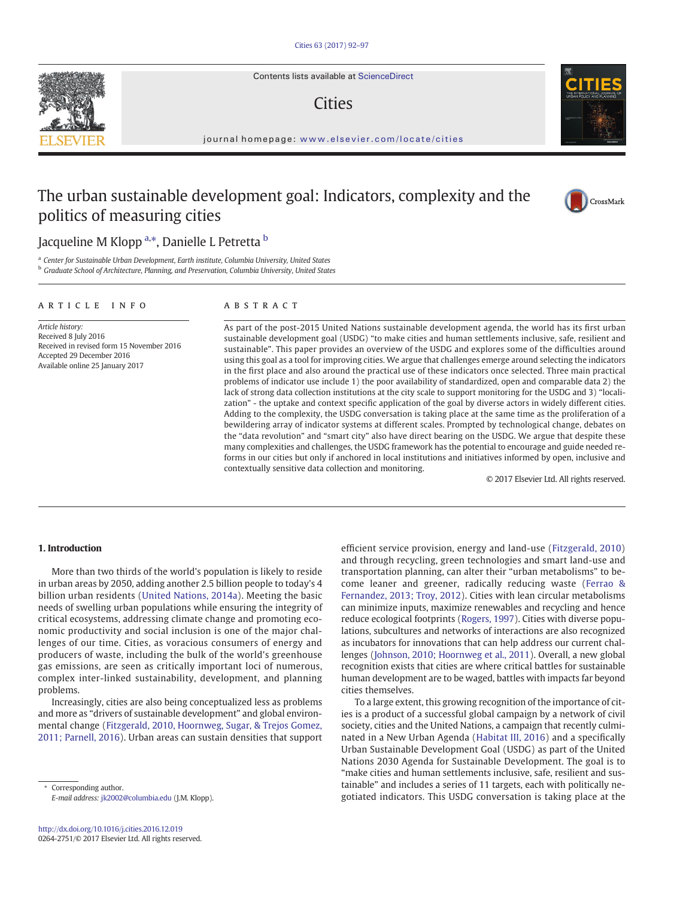# The urban sustainable development goal: Indicators, complexity and the politics of measuring cities

Jacqueline M Klopp [a,*], Danielle L Petretta [b]

[a] Center for Sustainable Urban Development, Earth institute, Columbia University, United States
[b] Graduate School of Architecture, Planning, and Preservation, Columbia University, United States

## ARTICLE INFO

*Article history:*
Received 8 July 2016
Received in revised form 15 November 2016
Accepted 29 December 2016
Available online 25 January 2017

## ABSTRACT

As part of the post-2015 United Nations sustainable development agenda, the world has its first urban sustainable development goal (USDG) "to make cities and human settlements inclusive, safe, resilient and sustainable". This paper provides an overview of the USDG and explores some of the difficulties around using this goal as a tool for improving cities. We argue that challenges emerge around selecting the indicators in the first place and also around the practical use of these indicators once selected. Three main practical problems of indicator use include 1) the poor availability of standardized, open and comparable data 2) the lack of strong data collection institutions at the city scale to support monitoring for the USDG and 3) "localization" - the uptake and context specific application of the goal by diverse actors in widely different cities. Adding to the complexity, the USDG conversation is taking place at the same time as the proliferation of a bewildering array of indicator systems at different scales. Prompted by technological change, debates on the "data revolution" and "smart city" also have direct bearing on the USDG. We argue that despite these many complexities and challenges, the USDG framework has the potential to encourage and guide needed reforms in our cities but only if anchored in local institutions and initiatives informed by open, inclusive and contextually sensitive data collection and monitoring.

© 2017 Elsevier Ltd. All rights reserved.

## 1. Introduction

More than two thirds of the world's population is likely to reside in urban areas by 2050, adding another 2.5 billion people to today's 4 billion urban residents (United Nations, 2014a). Meeting the basic needs of swelling urban populations while ensuring the integrity of critical ecosystems, addressing climate change and promoting economic productivity and social inclusion is one of the major challenges of our time. Cities, as voracious consumers of energy and producers of waste, including the bulk of the world's greenhouse gas emissions, are seen as critically important loci of numerous, complex inter-linked sustainability, development, and planning problems.

Increasingly, cities are also being conceptualized less as problems and more as "drivers of sustainable development" and global environmental change (Fitzgerald, 2010, Hoornweg, Sugar, & Trejos Gomez, 2011; Parnell, 2016). Urban areas can sustain densities that support efficient service provision, energy and land-use (Fitzgerald, 2010) and through recycling, green technologies and smart land-use and transportation planning, cities and their "urban metabolisms" to become leaner and greener, radically reducing waste (Ferrao & Fernandez, 2013; Troy, 2012). Cities with lean circular metabolisms can minimize inputs, maximize renewables and recycling and hence reduce ecological footprints (Rogers, 1997). Cities with diverse populations, subcultures and networks of interactions are also recognized as incubators for innovations that can help address our current challenges (Johnson, 2010; Hoornweg et al., 2011). Overall, a new global recognition exists that cities are where critical battles for sustainable human development are to be waged, battles with impacts far beyond cities themselves.

To a large extent, this growing recognition of the importance of cities is a product of a successful global campaign by a network of civil society, cities and the United Nations, a campaign that recently culminated in a New Urban Agenda (Habitat III, 2016) and a specifically Urban Sustainable Development Goal (USDG) as part of the United Nations 2030 Agenda for Sustainable Development. The goal is to "make cities and human settlements inclusive, safe, resilient and sustainable" and includes a series of 11 targets, each with politically negotiated indicators. This USDG conversation is taking place at the

\* Corresponding author.
*E-mail address:* jk2002@columbia.edu (J.M. Klopp).

http://dx.doi.org/10.1016/j.cities.2016.12.019
0264-2751/© 2017 Elsevier Ltd. All rights reserved.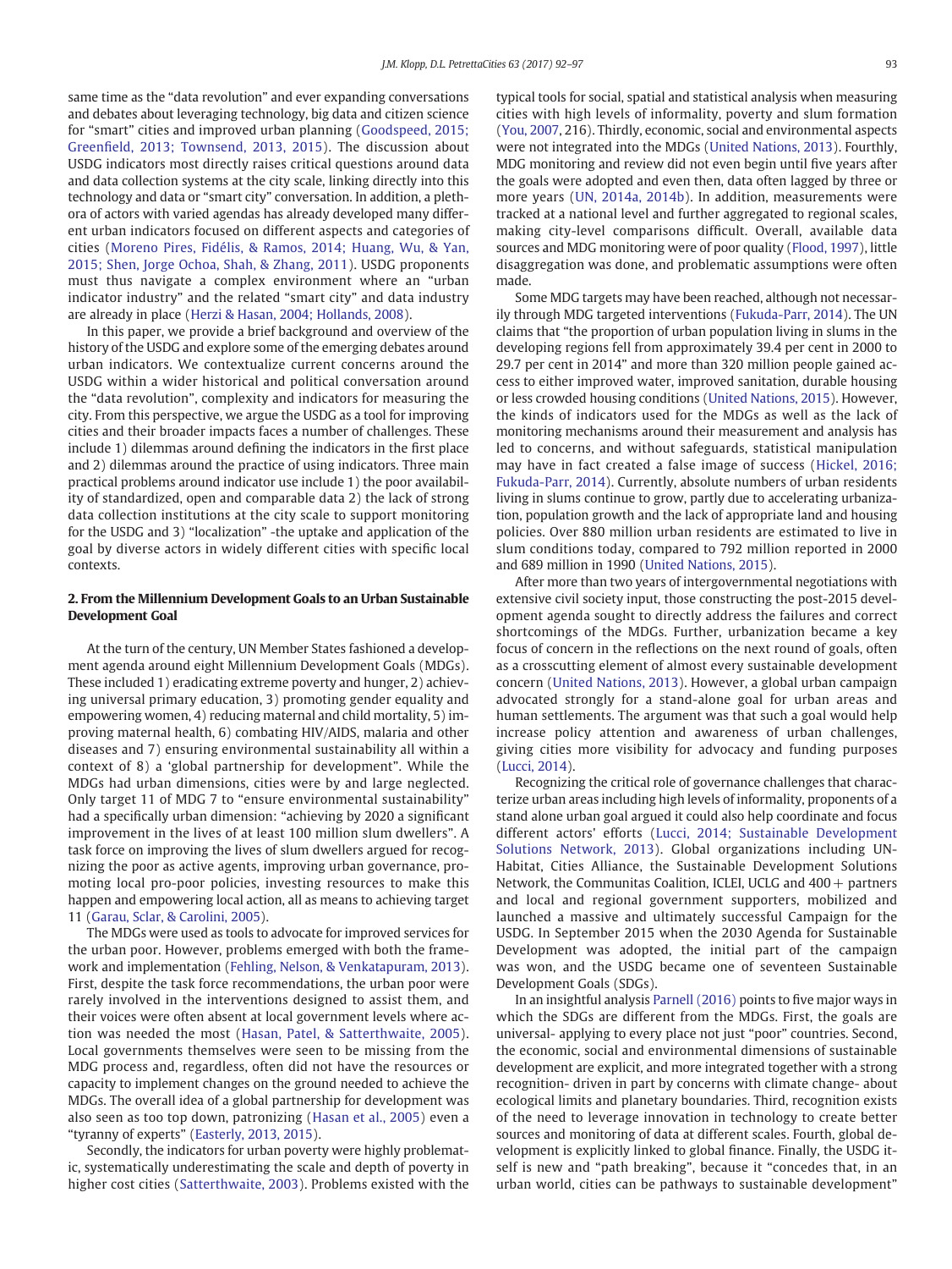same time as the "data revolution" and ever expanding conversations and debates about leveraging technology, big data and citizen science for "smart" cities and improved urban planning (Goodspeed, 2015; Greenfield, 2013; Townsend, 2013, 2015). The discussion about USDG indicators most directly raises critical questions around data and data collection systems at the city scale, linking directly into this technology and data or "smart city" conversation. In addition, a plethora of actors with varied agendas has already developed many different urban indicators focused on different aspects and categories of cities (Moreno Pires, Fidélis, & Ramos, 2014; Huang, Wu, & Yan, 2015; Shen, Jorge Ochoa, Shah, & Zhang, 2011). USDG proponents must thus navigate a complex environment where an "urban indicator industry" and the related "smart city" and data industry are already in place (Herzi & Hasan, 2004; Hollands, 2008).

In this paper, we provide a brief background and overview of the history of the USDG and explore some of the emerging debates around urban indicators. We contextualize current concerns around the USDG within a wider historical and political conversation around the "data revolution", complexity and indicators for measuring the city. From this perspective, we argue the USDG as a tool for improving cities and their broader impacts faces a number of challenges. These include 1) dilemmas around defining the indicators in the first place and 2) dilemmas around the practice of using indicators. Three main practical problems around indicator use include 1) the poor availability of standardized, open and comparable data 2) the lack of strong data collection institutions at the city scale to support monitoring for the USDG and 3) "localization" -the uptake and application of the goal by diverse actors in widely different cities with specific local contexts.

## 2. From the Millennium Development Goals to an Urban Sustainable Development Goal

At the turn of the century, UN Member States fashioned a development agenda around eight Millennium Development Goals (MDGs). These included 1) eradicating extreme poverty and hunger, 2) achieving universal primary education, 3) promoting gender equality and empowering women, 4) reducing maternal and child mortality, 5) improving maternal health, 6) combating HIV/AIDS, malaria and other diseases and 7) ensuring environmental sustainability all within a context of 8) a 'global partnership for development". While the MDGs had urban dimensions, cities were by and large neglected. Only target 11 of MDG 7 to "ensure environmental sustainability" had a specifically urban dimension: "achieving by 2020 a significant improvement in the lives of at least 100 million slum dwellers". A task force on improving the lives of slum dwellers argued for recognizing the poor as active agents, improving urban governance, promoting local pro-poor policies, investing resources to make this happen and empowering local action, all as means to achieving target 11 (Garau, Sclar, & Carolini, 2005).

The MDGs were used as tools to advocate for improved services for the urban poor. However, problems emerged with both the framework and implementation (Fehling, Nelson, & Venkatapuram, 2013). First, despite the task force recommendations, the urban poor were rarely involved in the interventions designed to assist them, and their voices were often absent at local government levels where action was needed the most (Hasan, Patel, & Satterthwaite, 2005). Local governments themselves were seen to be missing from the MDG process and, regardless, often did not have the resources or capacity to implement changes on the ground needed to achieve the MDGs. The overall idea of a global partnership for development was also seen as too top down, patronizing (Hasan et al., 2005) even a "tyranny of experts" (Easterly, 2013, 2015).

Secondly, the indicators for urban poverty were highly problematic, systematically underestimating the scale and depth of poverty in higher cost cities (Satterthwaite, 2003). Problems existed with the typical tools for social, spatial and statistical analysis when measuring cities with high levels of informality, poverty and slum formation (You, 2007, 216). Thirdly, economic, social and environmental aspects were not integrated into the MDGs (United Nations, 2013). Fourthly, MDG monitoring and review did not even begin until five years after the goals were adopted and even then, data often lagged by three or more years (UN, 2014a, 2014b). In addition, measurements were tracked at a national level and further aggregated to regional scales, making city-level comparisons difficult. Overall, available data sources and MDG monitoring were of poor quality (Flood, 1997), little disaggregation was done, and problematic assumptions were often made.

Some MDG targets may have been reached, although not necessarily through MDG targeted interventions (Fukuda-Parr, 2014). The UN claims that "the proportion of urban population living in slums in the developing regions fell from approximately 39.4 per cent in 2000 to 29.7 per cent in 2014" and more than 320 million people gained access to either improved water, improved sanitation, durable housing or less crowded housing conditions (United Nations, 2015). However, the kinds of indicators used for the MDGs as well as the lack of monitoring mechanisms around their measurement and analysis has led to concerns, and without safeguards, statistical manipulation may have in fact created a false image of success (Hickel, 2016; Fukuda-Parr, 2014). Currently, absolute numbers of urban residents living in slums continue to grow, partly due to accelerating urbanization, population growth and the lack of appropriate land and housing policies. Over 880 million urban residents are estimated to live in slum conditions today, compared to 792 million reported in 2000 and 689 million in 1990 (United Nations, 2015).

After more than two years of intergovernmental negotiations with extensive civil society input, those constructing the post-2015 development agenda sought to directly address the failures and correct shortcomings of the MDGs. Further, urbanization became a key focus of concern in the reflections on the next round of goals, often as a crosscutting element of almost every sustainable development concern (United Nations, 2013). However, a global urban campaign advocated strongly for a stand-alone goal for urban areas and human settlements. The argument was that such a goal would help increase policy attention and awareness of urban challenges, giving cities more visibility for advocacy and funding purposes (Lucci, 2014).

Recognizing the critical role of governance challenges that characterize urban areas including high levels of informality, proponents of a stand alone urban goal argued it could also help coordinate and focus different actors' efforts (Lucci, 2014; Sustainable Development Solutions Network, 2013). Global organizations including UN-Habitat, Cities Alliance, the Sustainable Development Solutions Network, the Communitas Coalition, ICLEI, UCLG and 400+ partners and local and regional government supporters, mobilized and launched a massive and ultimately successful Campaign for the USDG. In September 2015 when the 2030 Agenda for Sustainable Development was adopted, the initial part of the campaign was won, and the USDG became one of seventeen Sustainable Development Goals (SDGs).

In an insightful analysis Parnell (2016) points to five major ways in which the SDGs are different from the MDGs. First, the goals are universal- applying to every place not just "poor" countries. Second, the economic, social and environmental dimensions of sustainable development are explicit, and more integrated together with a strong recognition- driven in part by concerns with climate change- about ecological limits and planetary boundaries. Third, recognition exists of the need to leverage innovation in technology to create better sources and monitoring of data at different scales. Fourth, global development is explicitly linked to global finance. Finally, the USDG itself is new and "path breaking", because it "concedes that, in an urban world, cities can be pathways to sustainable development"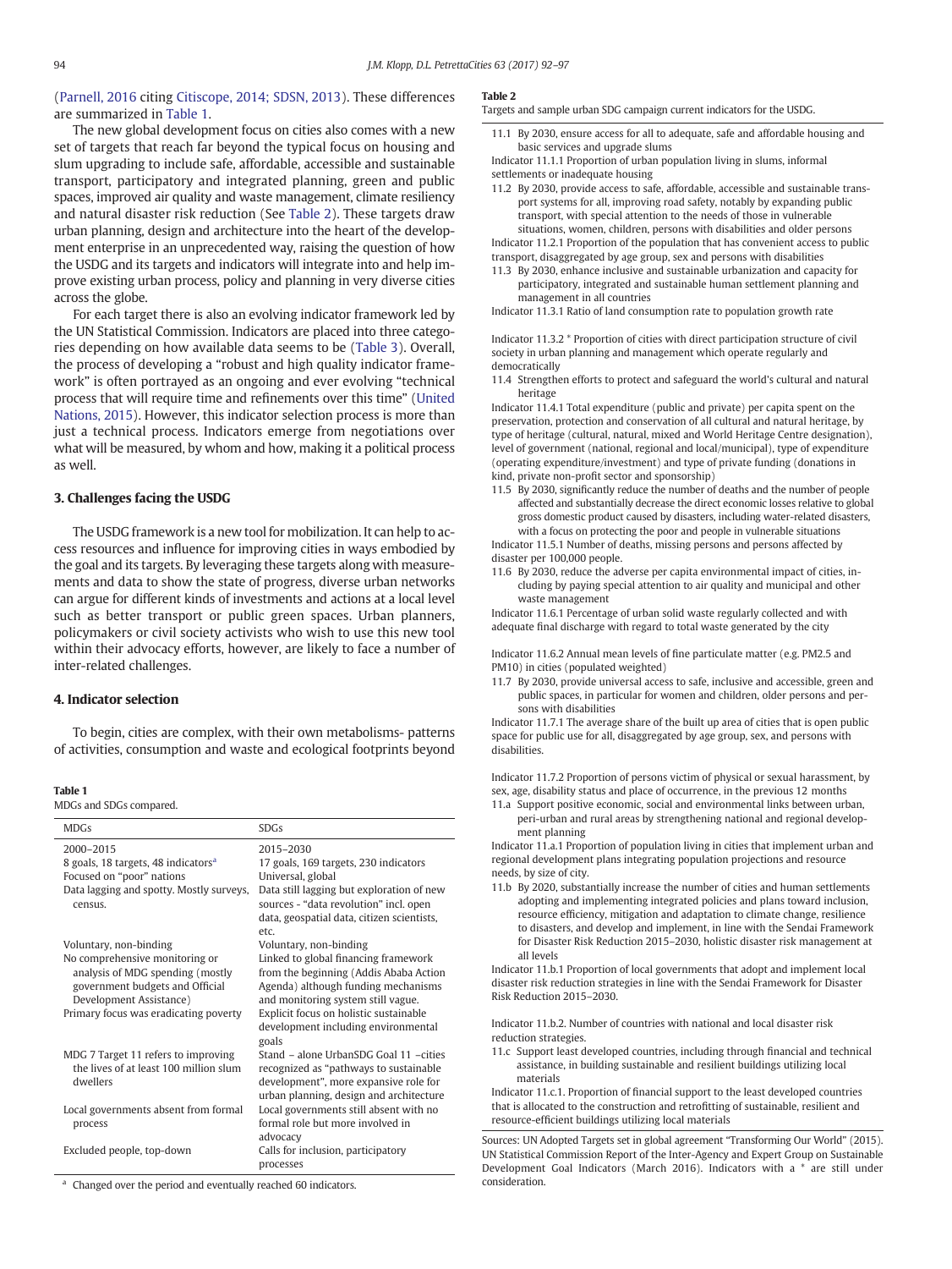(Parnell, 2016 citing Citiscope, 2014; SDSN, 2013). These differences are summarized in Table 1.

The new global development focus on cities also comes with a new set of targets that reach far beyond the typical focus on housing and slum upgrading to include safe, affordable, accessible and sustainable transport, participatory and integrated planning, green and public spaces, improved air quality and waste management, climate resiliency and natural disaster risk reduction (See Table 2). These targets draw urban planning, design and architecture into the heart of the development enterprise in an unprecedented way, raising the question of how the USDG and its targets and indicators will integrate into and help improve existing urban process, policy and planning in very diverse cities across the globe.

For each target there is also an evolving indicator framework led by the UN Statistical Commission. Indicators are placed into three categories depending on how available data seems to be (Table 3). Overall, the process of developing a "robust and high quality indicator framework" is often portrayed as an ongoing and ever evolving "technical process that will require time and refinements over this time" (United Nations, 2015). However, this indicator selection process is more than just a technical process. Indicators emerge from negotiations over what will be measured, by whom and how, making it a political process as well.

## 3. Challenges facing the USDG

The USDG framework is a new tool for mobilization. It can help to access resources and influence for improving cities in ways embodied by the goal and its targets. By leveraging these targets along with measurements and data to show the state of progress, diverse urban networks can argue for different kinds of investments and actions at a local level such as better transport or public green spaces. Urban planners, policymakers or civil society activists who wish to use this new tool within their advocacy efforts, however, are likely to face a number of inter-related challenges.

## 4. Indicator selection

To begin, cities are complex, with their own metabolisms- patterns of activities, consumption and waste and ecological footprints beyond

**Table 1**
MDGs and SDGs compared.

| MDGs | SDGs |
|---|---|
| 2000–2015 | 2015–2030 |
| 8 goals, 18 targets, 48 indicators[a] | 17 goals, 169 targets, 230 indicators |
| Focused on "poor" nations | Universal, global |
| Data lagging and spotty. Mostly surveys, census. | Data still lagging but exploration of new sources - "data revolution" incl. open data, geospatial data, citizen scientists, etc. |
| Voluntary, non-binding | Voluntary, non-binding |
| No comprehensive monitoring or analysis of MDG spending (mostly government budgets and Official Development Assistance) | Linked to global financing framework from the beginning (Addis Ababa Action Agenda) although funding mechanisms and monitoring system still vague. |
| Primary focus was eradicating poverty | Explicit focus on holistic sustainable development including environmental goals |
| MDG 7 Target 11 refers to improving the lives of at least 100 million slum dwellers | Stand – alone UrbanSDG Goal 11 –cities recognized as "pathways to sustainable development", more expansive role for urban planning, design and architecture |
| Local governments absent from formal process | Local governments still absent with no formal role but more involved in advocacy |
| Excluded people, top-down | Calls for inclusion, participatory processes |

[a] Changed over the period and eventually reached 60 indicators.

**Table 2**
Targets and sample urban SDG campaign current indicators for the USDG.

11.1 By 2030, ensure access for all to adequate, safe and affordable housing and basic services and upgrade slums

Indicator 11.1.1 Proportion of urban population living in slums, informal settlements or inadequate housing

11.2 By 2030, provide access to safe, affordable, accessible and sustainable transport systems for all, improving road safety, notably by expanding public transport, with special attention to the needs of those in vulnerable situations, women, children, persons with disabilities and older persons

Indicator 11.2.1 Proportion of the population that has convenient access to public transport, disaggregated by age group, sex and persons with disabilities

11.3 By 2030, enhance inclusive and sustainable urbanization and capacity for participatory, integrated and sustainable human settlement planning and management in all countries

Indicator 11.3.1 Ratio of land consumption rate to population growth rate

Indicator 11.3.2 * Proportion of cities with direct participation structure of civil society in urban planning and management which operate regularly and democratically

11.4 Strengthen efforts to protect and safeguard the world's cultural and natural heritage

Indicator 11.4.1 Total expenditure (public and private) per capita spent on the preservation, protection and conservation of all cultural and natural heritage, by type of heritage (cultural, natural, mixed and World Heritage Centre designation), level of government (national, regional and local/municipal), type of expenditure (operating expenditure/investment) and type of private funding (donations in kind, private non-profit sector and sponsorship)

11.5 By 2030, significantly reduce the number of deaths and the number of people affected and substantially decrease the direct economic losses relative to global gross domestic product caused by disasters, including water-related disasters, with a focus on protecting the poor and people in vulnerable situations

Indicator 11.5.1 Number of deaths, missing persons and persons affected by disaster per 100,000 people.

11.6 By 2030, reduce the adverse per capita environmental impact of cities, including by paying special attention to air quality and municipal and other waste management

Indicator 11.6.1 Percentage of urban solid waste regularly collected and with adequate final discharge with regard to total waste generated by the city

Indicator 11.6.2 Annual mean levels of fine particulate matter (e.g. PM2.5 and PM10) in cities (populated weighted)

11.7 By 2030, provide universal access to safe, inclusive and accessible, green and public spaces, in particular for women and children, older persons and persons with disabilities

Indicator 11.7.1 The average share of the built up area of cities that is open public space for public use for all, disaggregated by age group, sex, and persons with disabilities.

Indicator 11.7.2 Proportion of persons victim of physical or sexual harassment, by sex, age, disability status and place of occurrence, in the previous 12 months

11.a Support positive economic, social and environmental links between urban, peri-urban and rural areas by strengthening national and regional development planning

Indicator 11.a.1 Proportion of population living in cities that implement urban and regional development plans integrating population projections and resource needs, by size of city.

11.b By 2020, substantially increase the number of cities and human settlements adopting and implementing integrated policies and plans toward inclusion, resource efficiency, mitigation and adaptation to climate change, resilience to disasters, and develop and implement, in line with the Sendai Framework for Disaster Risk Reduction 2015–2030, holistic disaster risk management at all levels

Indicator 11.b.1 Proportion of local governments that adopt and implement local disaster risk reduction strategies in line with the Sendai Framework for Disaster Risk Reduction 2015–2030.

Indicator 11.b.2. Number of countries with national and local disaster risk reduction strategies.

11.c Support least developed countries, including through financial and technical assistance, in building sustainable and resilient buildings utilizing local materials

Indicator 11.c.1. Proportion of financial support to the least developed countries that is allocated to the construction and retrofitting of sustainable, resilient and resource-efficient buildings utilizing local materials

Sources: UN Adopted Targets set in global agreement "Transforming Our World" (2015). UN Statistical Commission Report of the Inter-Agency and Expert Group on Sustainable Development Goal Indicators (March 2016). Indicators with a * are still under consideration.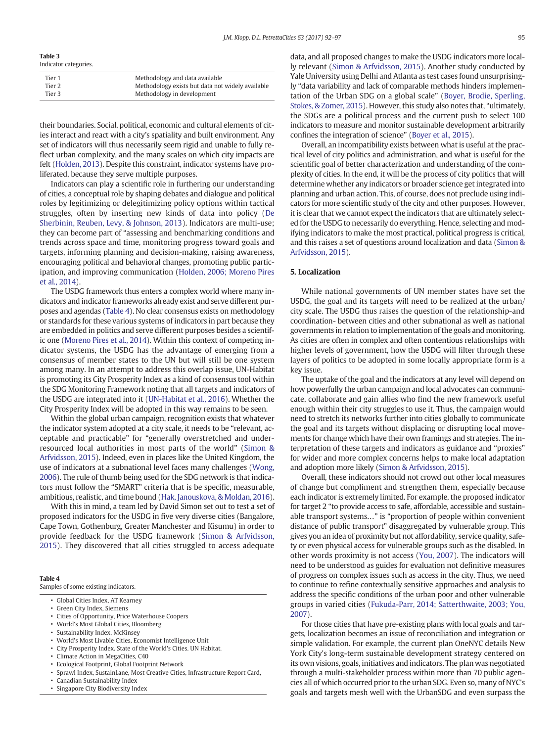**Table 3**
Indicator categories.

| | |
|---|---|
| Tier 1 | Methodology and data available |
| Tier 2 | Methodology exists but data not widely available |
| Tier 3 | Methodology in development |

their boundaries. Social, political, economic and cultural elements of cities interact and react with a city's spatiality and built environment. Any set of indicators will thus necessarily seem rigid and unable to fully reflect urban complexity, and the many scales on which city impacts are felt (Holden, 2013). Despite this constraint, indicator systems have proliferated, because they serve multiple purposes.

Indicators can play a scientific role in furthering our understanding of cities, a conceptual role by shaping debates and dialogue and political roles by legitimizing or delegitimizing policy options within tactical struggles, often by inserting new kinds of data into policy (De Sherbinin, Reuben, Levy, & Johnson, 2013). Indicators are multi-use; they can become part of "assessing and benchmarking conditions and trends across space and time, monitoring progress toward goals and targets, informing planning and decision-making, raising awareness, encouraging political and behavioral changes, promoting public participation, and improving communication (Holden, 2006; Moreno Pires et al., 2014).

The USDG framework thus enters a complex world where many indicators and indicator frameworks already exist and serve different purposes and agendas (Table 4). No clear consensus exists on methodology or standards for these various systems of indicators in part because they are embedded in politics and serve different purposes besides a scientific one (Moreno Pires et al., 2014). Within this context of competing indicator systems, the USDG has the advantage of emerging from a consensus of member states to the UN but will still be one system among many. In an attempt to address this overlap issue, UN-Habitat is promoting its City Prosperity Index as a kind of consensus tool within the SDG Monitoring Framework noting that all targets and indicators of the USDG are integrated into it (UN-Habitat et al., 2016). Whether the City Prosperity Index will be adopted in this way remains to be seen.

Within the global urban campaign, recognition exists that whatever the indicator system adopted at a city scale, it needs to be "relevant, acceptable and practicable" for "generally overstretched and under-resourced local authorities in most parts of the world" (Simon & Arfvidsson, 2015). Indeed, even in places like the United Kingdom, the use of indicators at a subnational level faces many challenges (Wong, 2006). The rule of thumb being used for the SDG network is that indicators must follow the "SMART" criteria that is be specific, measurable, ambitious, realistic, and time bound (Hak, Janouskova, & Moldan, 2016).

With this in mind, a team led by David Simon set out to test a set of proposed indicators for the USDG in five very diverse cities (Bangalore, Cape Town, Gothenburg, Greater Manchester and Kisumu) in order to provide feedback for the USDG framework (Simon & Arfvidsson, 2015). They discovered that all cities struggled to access adequate data, and all proposed changes to make the USDG indicators more locally relevant (Simon & Arfvidsson, 2015). Another study conducted by Yale University using Delhi and Atlanta as test cases found unsurprisingly "data variability and lack of comparable methods hinders implementation of the Urban SDG on a global scale" (Boyer, Brodie, Sperling, Stokes, & Zomer, 2015). However, this study also notes that, "ultimately, the SDGs are a political process and the current push to select 100 indicators to measure and monitor sustainable development arbitrarily confines the integration of science" (Boyer et al., 2015).

Overall, an incompatibility exists between what is useful at the practical level of city politics and administration, and what is useful for the scientific goal of better characterization and understanding of the complexity of cities. In the end, it will be the process of city politics that will determine whether any indicators or broader science get integrated into planning and urban action. This, of course, does not preclude using indicators for more scientific study of the city and other purposes. However, it is clear that we cannot expect the indicators that are ultimately selected for the USDG to necessarily do everything. Hence, selecting and modifying indicators to make the most practical, political progress is critical, and this raises a set of questions around localization and data (Simon & Arfvidsson, 2015).

**Table 4**
Samples of some existing indicators.

- Global Cities Index, AT Kearney
- Green City Index, Siemens
- Cities of Opportunity, Price Waterhouse Coopers
- World's Most Global Cities, Bloomberg
- Sustainability Index, McKinsey
- World's Most Livable Cities, Economist Intelligence Unit
- City Prosperity Index. State of the World's Cities. UN Habitat.
- Climate Action in MegaCities, C40
- Ecological Footprint, Global Footprint Network
- Sprawl Index, SustainLane, Most Creative Cities, Infrastructure Report Card,
- Canadian Sustainability Index
- Singapore City Biodiversity Index

## 5. Localization

While national governments of UN member states have set the USDG, the goal and its targets will need to be realized at the urban/city scale. The USDG thus raises the question of the relationship-and coordination- between cities and other subnational as well as national governments in relation to implementation of the goals and monitoring. As cities are often in complex and often contentious relationships with higher levels of government, how the USDG will filter through these layers of politics to be adopted in some locally appropriate form is a key issue.

The uptake of the goal and the indicators at any level will depend on how powerfully the urban campaign and local advocates can communicate, collaborate and gain allies who find the new framework useful enough within their city struggles to use it. Thus, the campaign would need to stretch its networks further into cities globally to communicate the goal and its targets without displacing or disrupting local movements for change which have their own framings and strategies. The interpretation of these targets and indicators as guidance and "proxies" for wider and more complex concerns helps to make local adaptation and adoption more likely (Simon & Arfvidsson, 2015).

Overall, these indicators should not crowd out other local measures of change but compliment and strengthen them, especially because each indicator is extremely limited. For example, the proposed indicator for target 2 "to provide access to safe, affordable, accessible and sustainable transport systems…" is "proportion of people within convenient distance of public transport" disaggregated by vulnerable group. This gives you an idea of proximity but not affordability, service quality, safety or even physical access for vulnerable groups such as the disabled. In other words proximity is not access (You, 2007). The indicators will need to be understood as guides for evaluation not definitive measures of progress on complex issues such as access in the city. Thus, we need to continue to refine contextually sensitive approaches and analysis to address the specific conditions of the urban poor and other vulnerable groups in varied cities (Fukuda-Parr, 2014; Satterthwaite, 2003; You, 2007).

For those cities that have pre-existing plans with local goals and targets, localization becomes an issue of reconciliation and integration or simple validation. For example, the current plan OneNYC details New York City's long-term sustainable development strategy centered on its own visions, goals, initiatives and indicators. The plan was negotiated through a multi-stakeholder process within more than 70 public agencies all of which occurred prior to the urban SDG. Even so, many of NYC's goals and targets mesh well with the UrbanSDG and even surpass the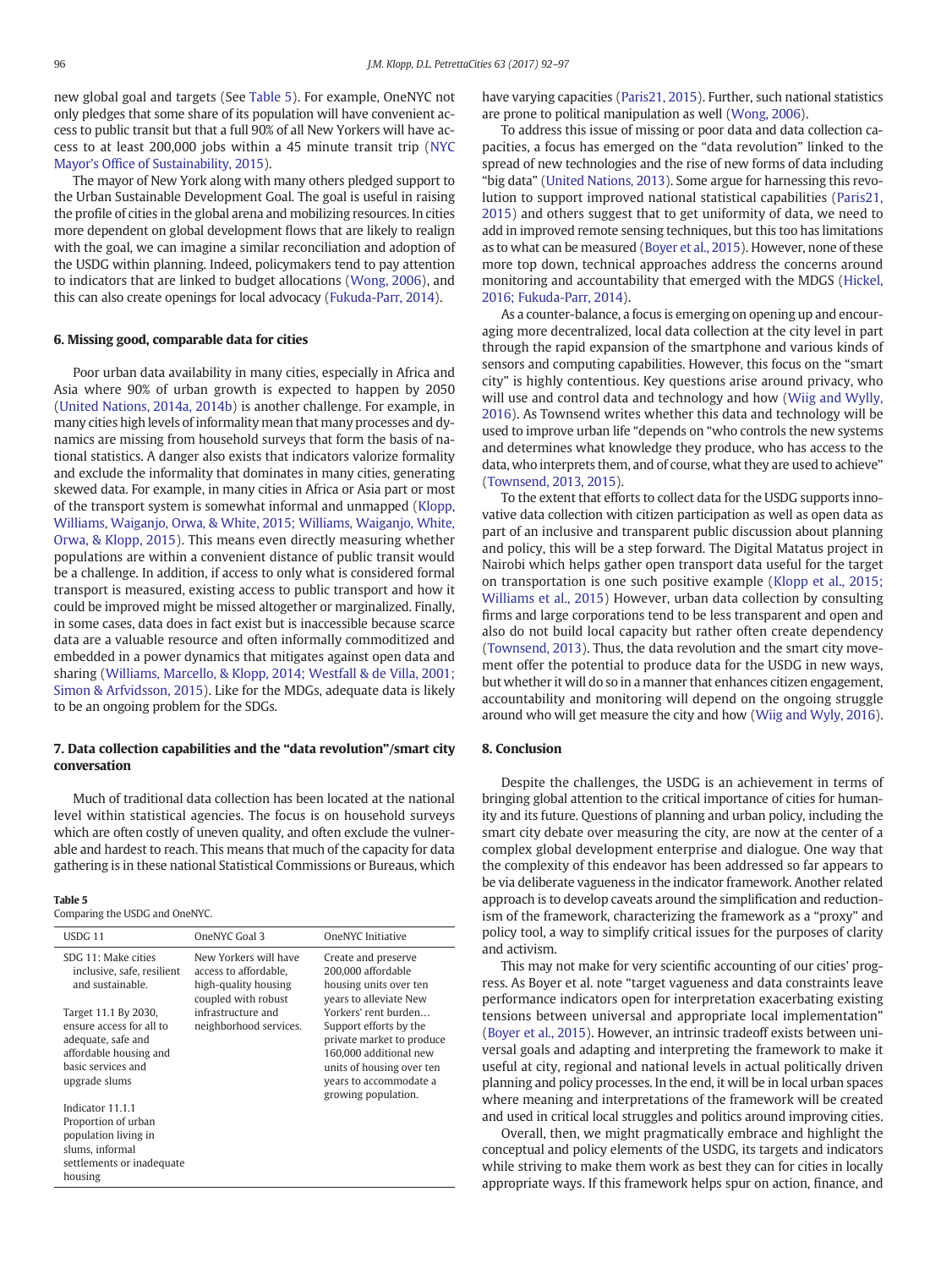new global goal and targets (See Table 5). For example, OneNYC not only pledges that some share of its population will have convenient access to public transit but that a full 90% of all New Yorkers will have access to at least 200,000 jobs within a 45 minute transit trip (NYC Mayor's Office of Sustainability, 2015).

The mayor of New York along with many others pledged support to the Urban Sustainable Development Goal. The goal is useful in raising the profile of cities in the global arena and mobilizing resources. In cities more dependent on global development flows that are likely to realign with the goal, we can imagine a similar reconciliation and adoption of the USDG within planning. Indeed, policymakers tend to pay attention to indicators that are linked to budget allocations (Wong, 2006), and this can also create openings for local advocacy (Fukuda-Parr, 2014).

## 6. Missing good, comparable data for cities

Poor urban data availability in many cities, especially in Africa and Asia where 90% of urban growth is expected to happen by 2050 (United Nations, 2014a, 2014b) is another challenge. For example, in many cities high levels of informality mean that many processes and dynamics are missing from household surveys that form the basis of national statistics. A danger also exists that indicators valorize formality and exclude the informality that dominates in many cities, generating skewed data. For example, in many cities in Africa or Asia part or most of the transport system is somewhat informal and unmapped (Klopp, Williams, Waiganjo, Orwa, & White, 2015; Williams, Waiganjo, White, Orwa, & Klopp, 2015). This means even directly measuring whether populations are within a convenient distance of public transit would be a challenge. In addition, if access to only what is considered formal transport is measured, existing access to public transport and how it could be improved might be missed altogether or marginalized. Finally, in some cases, data does in fact exist but is inaccessible because scarce data are a valuable resource and often informally commoditized and embedded in a power dynamics that mitigates against open data and sharing (Williams, Marcello, & Klopp, 2014; Westfall & de Villa, 2001; Simon & Arfvidsson, 2015). Like for the MDGs, adequate data is likely to be an ongoing problem for the SDGs.

## 7. Data collection capabilities and the "data revolution"/smart city conversation

Much of traditional data collection has been located at the national level within statistical agencies. The focus is on household surveys which are often costly of uneven quality, and often exclude the vulnerable and hardest to reach. This means that much of the capacity for data gathering is in these national Statistical Commissions or Bureaus, which have varying capacities (Paris21, 2015). Further, such national statistics are prone to political manipulation as well (Wong, 2006).

To address this issue of missing or poor data and data collection capacities, a focus has emerged on the "data revolution" linked to the spread of new technologies and the rise of new forms of data including "big data" (United Nations, 2013). Some argue for harnessing this revolution to support improved national statistical capabilities (Paris21, 2015) and others suggest that to get uniformity of data, we need to add in improved remote sensing techniques, but this too has limitations as to what can be measured (Boyer et al., 2015). However, none of these more top down, technical approaches address the concerns around monitoring and accountability that emerged with the MDGS (Hickel, 2016; Fukuda-Parr, 2014).

As a counter-balance, a focus is emerging on opening up and encouraging more decentralized, local data collection at the city level in part through the rapid expansion of the smartphone and various kinds of sensors and computing capabilities. However, this focus on the "smart city" is highly contentious. Key questions arise around privacy, who will use and control data and technology and how (Wiig and Wylly, 2016). As Townsend writes whether this data and technology will be used to improve urban life "depends on "who controls the new systems and determines what knowledge they produce, who has access to the data, who interprets them, and of course, what they are used to achieve" (Townsend, 2013, 2015).

To the extent that efforts to collect data for the USDG supports innovative data collection with citizen participation as well as open data as part of an inclusive and transparent public discussion about planning and policy, this will be a step forward. The Digital Matatus project in Nairobi which helps gather open transport data useful for the target on transportation is one such positive example (Klopp et al., 2015; Williams et al., 2015) However, urban data collection by consulting firms and large corporations tend to be less transparent and open and also do not build local capacity but rather often create dependency (Townsend, 2013). Thus, the data revolution and the smart city movement offer the potential to produce data for the USDG in new ways, but whether it will do so in a manner that enhances citizen engagement, accountability and monitoring will depend on the ongoing struggle around who will get measure the city and how (Wiig and Wyly, 2016).

**Table 5**
Comparing the USDG and OneNYC.

| USDG 11 | OneNYC Goal 3 | OneNYC Initiative |
|---|---|---|
| SDG 11: Make cities inclusive, safe, resilient and sustainable. | New Yorkers will have access to affordable, high-quality housing coupled with robust infrastructure and neighborhood services. | Create and preserve 200,000 affordable housing units over ten years to alleviate New Yorkers' rent burden… Support efforts by the private market to produce 160,000 additional new units of housing over ten years to accommodate a growing population. |
| Target 11.1 By 2030, ensure access for all to adequate, safe and affordable housing and basic services and upgrade slums | | |
| Indicator 11.1.1 Proportion of urban population living in slums, informal settlements or inadequate housing | | |

## 8. Conclusion

Despite the challenges, the USDG is an achievement in terms of bringing global attention to the critical importance of cities for humanity and its future. Questions of planning and urban policy, including the smart city debate over measuring the city, are now at the center of a complex global development enterprise and dialogue. One way that the complexity of this endeavor has been addressed so far appears to be via deliberate vagueness in the indicator framework. Another related approach is to develop caveats around the simplification and reductionism of the framework, characterizing the framework as a "proxy" and policy tool, a way to simplify critical issues for the purposes of clarity and activism.

This may not make for very scientific accounting of our cities' progress. As Boyer et al. note "target vagueness and data constraints leave performance indicators open for interpretation exacerbating existing tensions between universal and appropriate local implementation" (Boyer et al., 2015). However, an intrinsic tradeoff exists between universal goals and adapting and interpreting the framework to make it useful at city, regional and national levels in actual politically driven planning and policy processes. In the end, it will be in local urban spaces where meaning and interpretations of the framework will be created and used in critical local struggles and politics around improving cities.

Overall, then, we might pragmatically embrace and highlight the conceptual and policy elements of the USDG, its targets and indicators while striving to make them work as best they can for cities in locally appropriate ways. If this framework helps spur on action, finance, and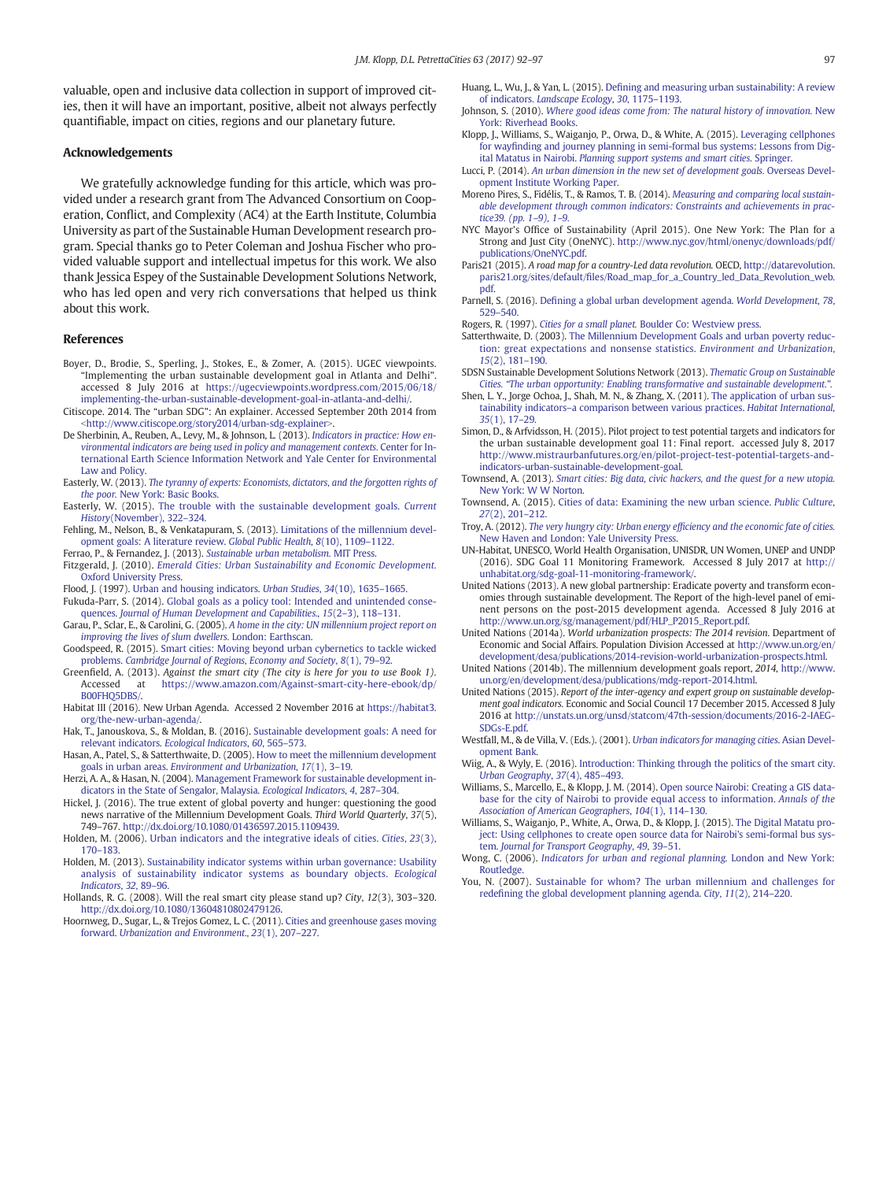valuable, open and inclusive data collection in support of improved cities, then it will have an important, positive, albeit not always perfectly quantifiable, impact on cities, regions and our planetary future.

## Acknowledgements

We gratefully acknowledge funding for this article, which was provided under a research grant from The Advanced Consortium on Cooperation, Conflict, and Complexity (AC4) at the Earth Institute, Columbia University as part of the Sustainable Human Development research program. Special thanks go to Peter Coleman and Joshua Fischer who provided valuable support and intellectual impetus for this work. We also thank Jessica Espey of the Sustainable Development Solutions Network, who has led open and very rich conversations that helped us think about this work.

## References

Boyer, D., Brodie, S., Sperling, J., Stokes, E., & Zomer, A. (2015). UGEC viewpoints. "Implementing the urban sustainable development goal in Atlanta and Delhi". accessed 8 July 2016 at https://ugecviewpoints.wordpress.com/2015/06/18/implementing-the-urban-sustainable-development-goal-in-atlanta-and-delhi/.

Citiscope. 2014. The "urban SDG": An explainer. Accessed September 20th 2014 from <http://www.citiscope.org/story2014/urban-sdg-explainer>.

De Sherbinin, A., Reuben, A., Levy, M., & Johnson, L. (2013). *Indicators in practice: How environmental indicators are being used in policy and management contexts.* Center for International Earth Science Information Network and Yale Center for Environmental Law and Policy.

Easterly, W. (2013). *The tyranny of experts: Economists, dictators, and the forgotten rights of the poor.* New York: Basic Books.

Easterly, W. (2015). The trouble with the sustainable development goals. *Current History*(November), 322–324.

Fehling, M., Nelson, B., & Venkatapuram, S. (2013). Limitations of the millennium development goals: A literature review. *Global Public Health*, *8*(10), 1109–1122.

Ferrao, P., & Fernandez, J. (2013). *Sustainable urban metabolism.* MIT Press.

Fitzgerald, J. (2010). *Emerald Cities: Urban Sustainability and Economic Development.* Oxford University Press.

Flood, J. (1997). Urban and housing indicators. *Urban Studies*, *34*(10), 1635–1665.

Fukuda-Parr, S. (2014). Global goals as a policy tool: Intended and unintended consequences. *Journal of Human Development and Capabilities.*, *15*(2–3), 118–131.

Garau, P., Sclar, E., & Carolini, G. (2005). *A home in the city: UN millennium project report on improving the lives of slum dwellers.* London: Earthscan.

Goodspeed, R. (2015). Smart cities: Moving beyond urban cybernetics to tackle wicked problems. *Cambridge Journal of Regions, Economy and Society*, *8*(1), 79–92.

Greenfield, A. (2013). *Against the smart city (The city is here for you to use Book 1).* Accessed at https://www.amazon.com/Against-smart-city-here-ebook/dp/B00FHQ5DBS/.

Habitat III (2016). New Urban Agenda. Accessed 2 November 2016 at https://habitat3.org/the-new-urban-agenda/.

Hak, T., Janouskova, S., & Moldan, B. (2016). Sustainable development goals: A need for relevant indicators. *Ecological Indicators*, *60*, 565–573.

Hasan, A., Patel, S., & Satterthwaite, D. (2005). How to meet the millennium development goals in urban areas. *Environment and Urbanization*, *17*(1), 3–19.

Herzi, A. A., & Hasan, N. (2004). Management Framework for sustainable development indicators in the State of Sengalor, Malaysia. *Ecological Indicators*, *4*, 287–304.

Hickel, J. (2016). The true extent of global poverty and hunger: questioning the good news narrative of the Millennium Development Goals. *Third World Quarterly*, *37*(5), 749–767. http://dx.doi.org/10.1080/01436597.2015.1109439.

Holden, M. (2006). Urban indicators and the integrative ideals of cities. *Cities*, *23*(3), 170–183.

Holden, M. (2013). Sustainability indicator systems within urban governance: Usability analysis of sustainability indicator systems as boundary objects. *Ecological Indicators*, *32*, 89–96.

Hollands, R. G. (2008). Will the real smart city please stand up? *City*, *12*(3), 303–320. http://dx.doi.org/10.1080/13604810802479126.

Hoornweg, D., Sugar, L., & Trejos Gomez, L. C. (2011). Cities and greenhouse gases moving forward. *Urbanization and Environment.*, *23*(1), 207–227.

Huang, L., Wu, J., & Yan, L. (2015). Defining and measuring urban sustainability: A review of indicators. *Landscape Ecology*, *30*, 1175–1193.

Johnson, S. (2010). *Where good ideas come from: The natural history of innovation.* New York: Riverhead Books.

Klopp, J., Williams, S., Waiganjo, P., Orwa, D., & White, A. (2015). Leveraging cellphones for wayfinding and journey planning in semi-formal bus systems: Lessons from Digital Matatus in Nairobi. *Planning support systems and smart cities.* Springer.

Lucci, P. (2014). *An urban dimension in the new set of development goals.* Overseas Development Institute Working Paper.

Moreno Pires, S., Fidélis, T., & Ramos, T. B. (2014). *Measuring and comparing local sustainable development through common indicators: Constraints and achievements in practice39. (pp. 1–9)*, 1–9.

NYC Mayor's Office of Sustainability (April 2015). One New York: The Plan for a Strong and Just City (OneNYC). http://www.nyc.gov/html/onenyc/downloads/pdf/publications/OneNYC.pdf.

Paris21 (2015). *A road map for a country-Led data revolution.* OECD, http://datarevolution.paris21.org/sites/default/files/Road_map_for_a_Country_led_Data_Revolution_web.pdf.

Parnell, S. (2016). Defining a global urban development agenda. *World Development*, *78*, 529–540.

Rogers, R. (1997). *Cities for a small planet.* Boulder Co: Westview press.

Satterthwaite, D. (2003). The Millennium Development Goals and urban poverty reduction: great expectations and nonsense statistics. *Environment and Urbanization*, *15*(2), 181–190.

SDSN Sustainable Development Solutions Network (2013). *Thematic Group on Sustainable Cities. "The urban opportunity: Enabling transformative and sustainable development.".*

Shen, L. Y., Jorge Ochoa, J., Shah, M. N., & Zhang, X. (2011). The application of urban sustainability indicators–a comparison between various practices. *Habitat International*, *35*(1), 17–29.

Simon, D., & Arfvidsson, H. (2015). Pilot project to test potential targets and indicators for the urban sustainable development goal 11: Final report. accessed July 8, 2017 http://www.mistraurbanfutures.org/en/pilot-project-test-potential-targets-and-indicators-urban-sustainable-development-goal.

Townsend, A. (2013). *Smart cities: Big data, civic hackers, and the quest for a new utopia.* New York: W W Norton.

Townsend, A. (2015). Cities of data: Examining the new urban science. *Public Culture*, *27*(2), 201–212.

Troy, A. (2012). *The very hungry city: Urban energy efficiency and the economic fate of cities.* New Haven and London: Yale University Press.

UN-Habitat, UNESCO, World Health Organisation, UNISDR, UN Women, UNEP and UNDP (2016). SDG Goal 11 Monitoring Framework. Accessed 8 July 2017 at http://unhabitat.org/sdg-goal-11-monitoring-framework/.

United Nations (2013). A new global partnership: Eradicate poverty and transform economies through sustainable development. The Report of the high-level panel of eminent persons on the post-2015 development agenda. Accessed 8 July 2016 at http://www.un.org/sg/management/pdf/HLP_P2015_Report.pdf.

United Nations (2014a). *World urbanization prospects: The 2014 revision.* Department of Economic and Social Affairs. Population Division Accessed at http://www.un.org/en/development/desa/publications/2014-revision-world-urbanization-prospects.html.

United Nations (2014b). The millennium development goals report, *2014*, http://www.un.org/en/development/desa/publications/mdg-report-2014.html.

United Nations (2015). *Report of the inter-agency and expert group on sustainable development goal indicators.* Economic and Social Council 17 December 2015. Accessed 8 July 2016 at http://unstats.un.org/unsd/statcom/47th-session/documents/2016-2-IAEG-SDGs-E.pdf.

Westfall, M., & de Villa, V. (Eds.). (2001). *Urban indicators for managing cities.* Asian Development Bank.

Wiig, A., & Wyly, E. (2016). Introduction: Thinking through the politics of the smart city. *Urban Geography*, *37*(4), 485–493.

Williams, S., Marcello, E., & Klopp, J. M. (2014). Open source Nairobi: Creating a GIS database for the city of Nairobi to provide equal access to information. *Annals of the Association of American Geographers*, *104*(1), 114–130.

Williams, S., Waiganjo, P., White, A., Orwa, D., & Klopp, J. (2015). The Digital Matatu project: Using cellphones to create open source data for Nairobi's semi-formal bus system. *Journal for Transport Geography*, *49*, 39–51.

Wong, C. (2006). *Indicators for urban and regional planning.* London and New York: Routledge.

You, N. (2007). Sustainable for whom? The urban millennium and challenges for redefining the global development planning agenda. *City*, *11*(2), 214–220.